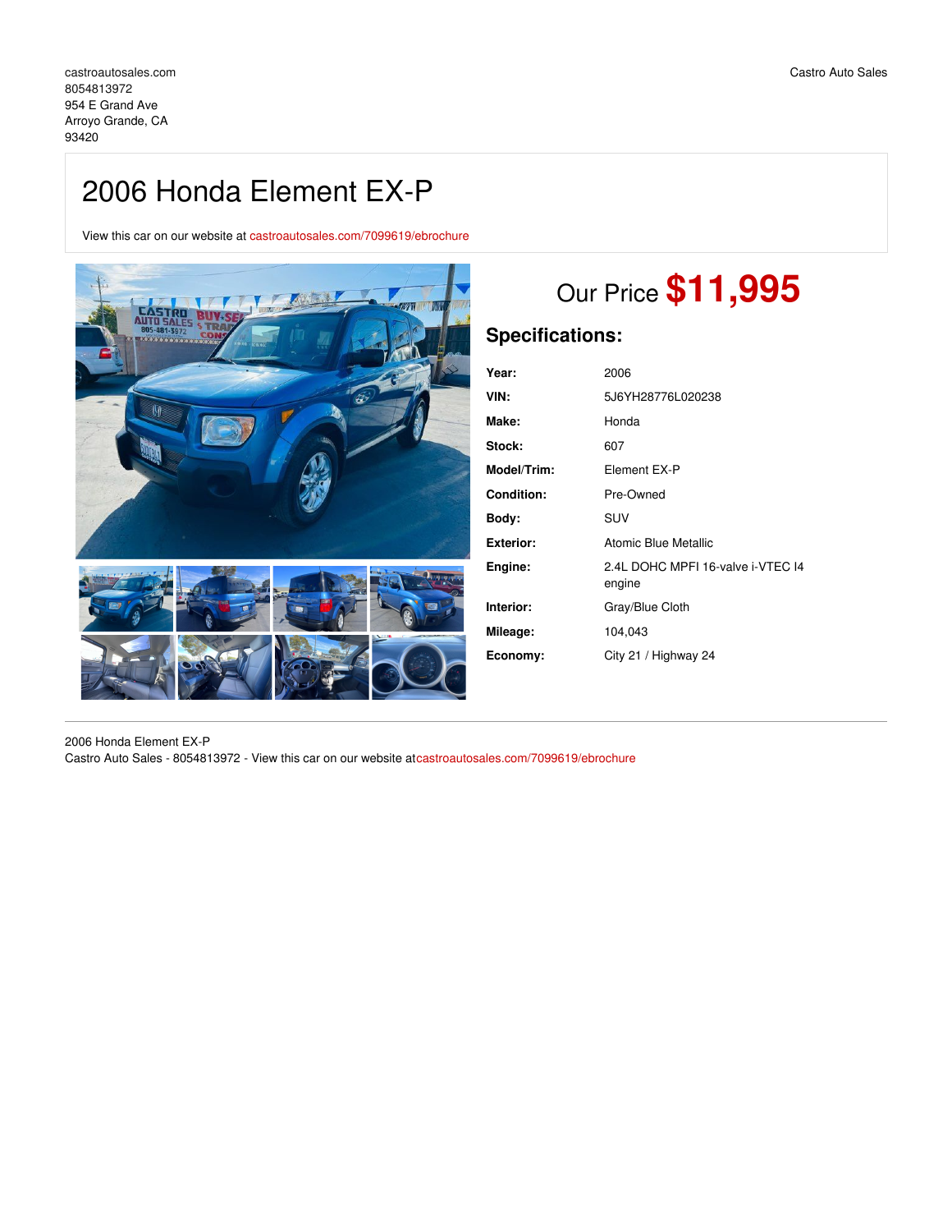castroautosales.com
8054813972
954 E Grand Ave
Arroyo Grande, CA
93420

Castro Auto Sales

# 2006 Honda Element EX-P

View this car on our website at castroautosales.com/7099619/ebrochure

Our Price **$11,995**

## Specifications:

| | |
|---|---|
| **Year:** | 2006 |
| **VIN:** | 5J6YH28776L020238 |
| **Make:** | Honda |
| **Stock:** | 607 |
| **Model/Trim:** | Element EX-P |
| **Condition:** | Pre-Owned |
| **Body:** | SUV |
| **Exterior:** | Atomic Blue Metallic |
| **Engine:** | 2.4L DOHC MPFI 16-valve i-VTEC I4 engine |
| **Interior:** | Gray/Blue Cloth |
| **Mileage:** | 104,043 |
| **Economy:** | City 21 / Highway 24 |

2006 Honda Element EX-P
Castro Auto Sales - 8054813972 - View this car on our website atcastroautosales.com/7099619/ebrochure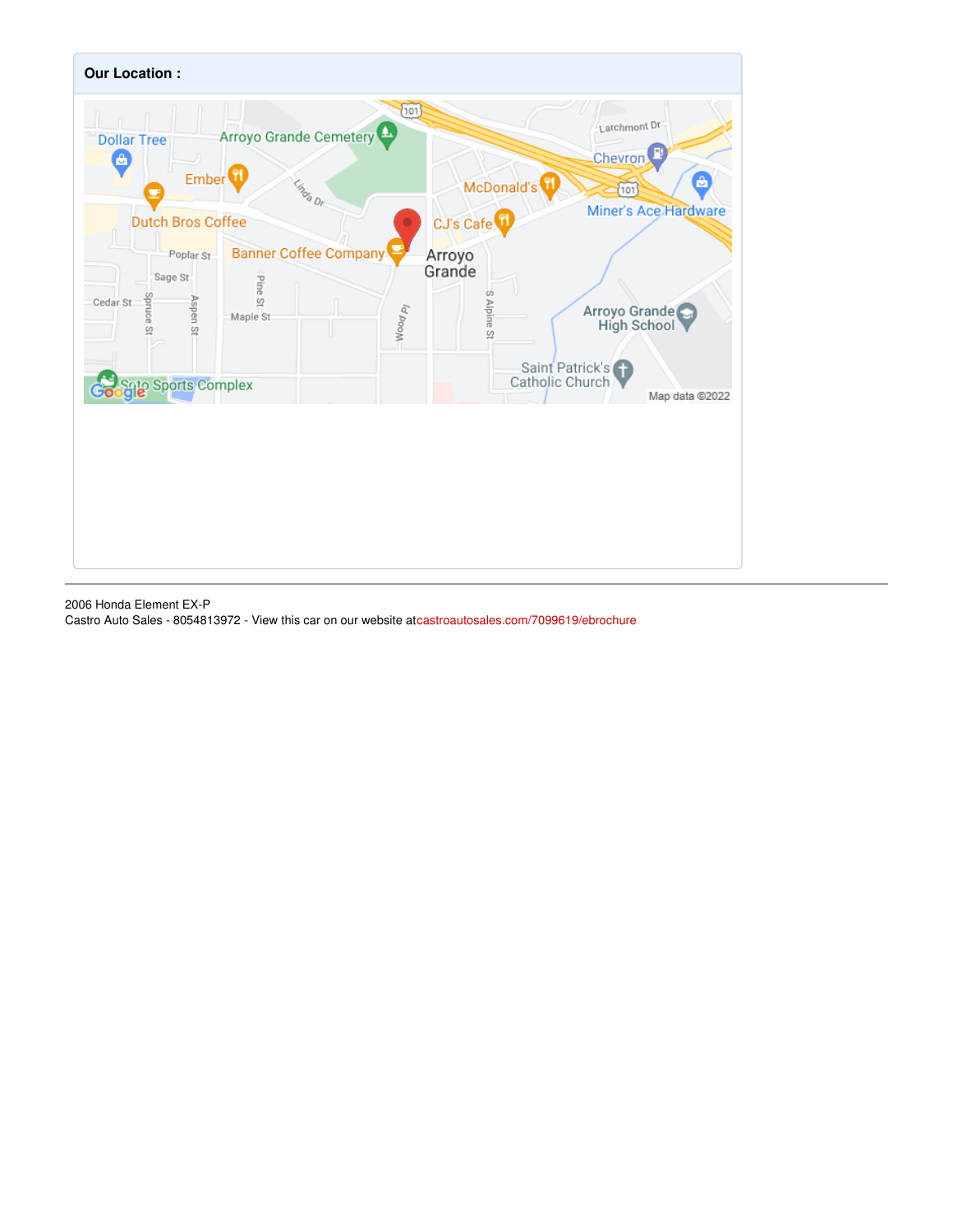**Our Location :**

2006 Honda Element EX-P

Castro Auto Sales - 8054813972 - View this car on our website atcastroautosales.com/7099619/ebrochure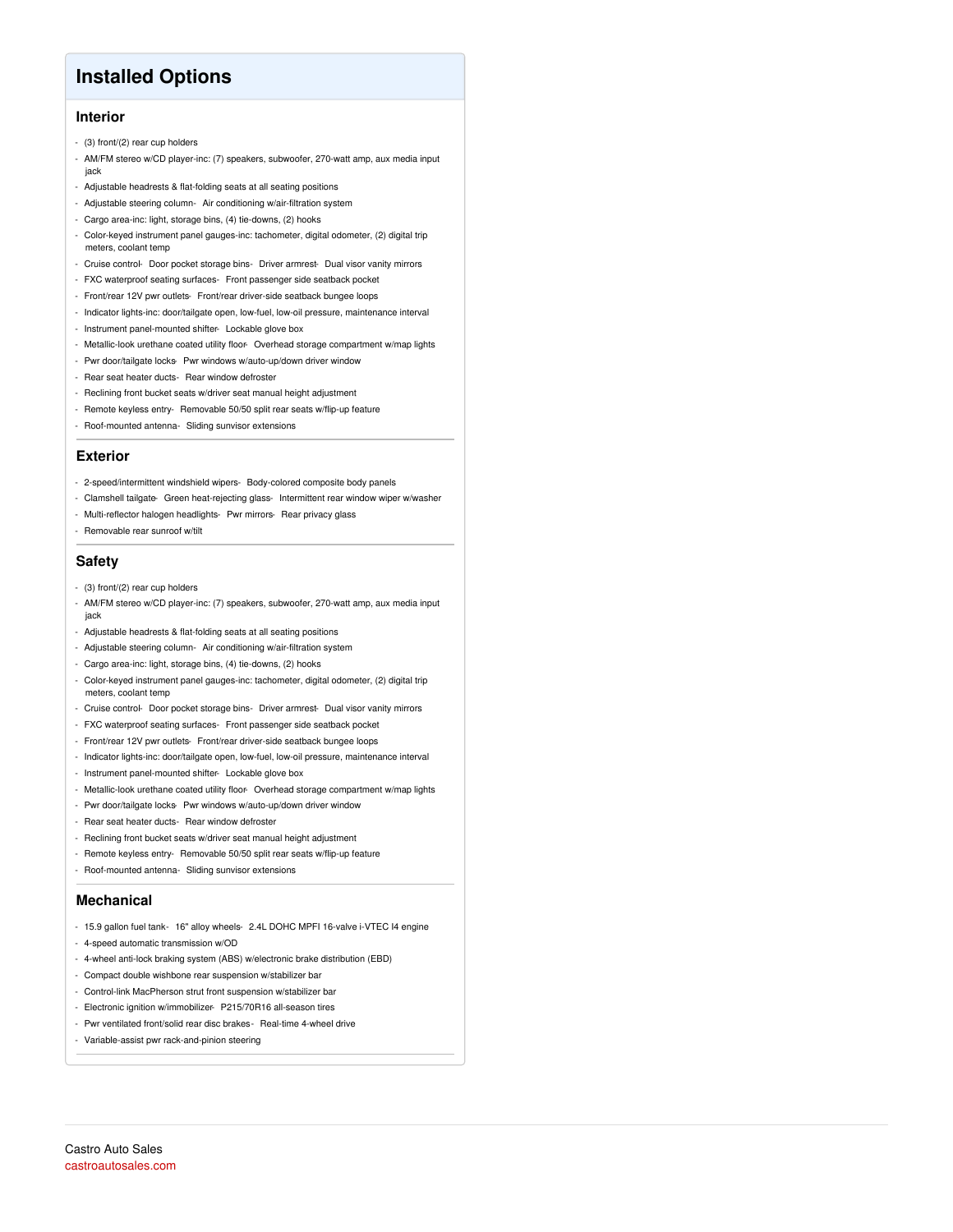# Installed Options

## Interior

- (3) front/(2) rear cup holders
- AM/FM stereo w/CD player-inc: (7) speakers, subwoofer, 270-watt amp, aux media input jack
- Adjustable headrests & flat-folding seats at all seating positions
- Adjustable steering column- Air conditioning w/air-filtration system
- Cargo area-inc: light, storage bins, (4) tie-downs, (2) hooks
- Color-keyed instrument panel gauges-inc: tachometer, digital odometer, (2) digital trip meters, coolant temp
- Cruise control- Door pocket storage bins- Driver armrest- Dual visor vanity mirrors
- FXC waterproof seating surfaces- Front passenger side seatback pocket
- Front/rear 12V pwr outlets- Front/rear driver-side seatback bungee loops
- Indicator lights-inc: door/tailgate open, low-fuel, low-oil pressure, maintenance interval
- Instrument panel-mounted shifter- Lockable glove box
- Metallic-look urethane coated utility floor- Overhead storage compartment w/map lights
- Pwr door/tailgate locks- Pwr windows w/auto-up/down driver window
- Rear seat heater ducts- Rear window defroster
- Reclining front bucket seats w/driver seat manual height adjustment
- Remote keyless entry- Removable 50/50 split rear seats w/flip-up feature
- Roof-mounted antenna- Sliding sunvisor extensions

## Exterior

- 2-speed/intermittent windshield wipers- Body-colored composite body panels
- Clamshell tailgate- Green heat-rejecting glass- Intermittent rear window wiper w/washer
- Multi-reflector halogen headlights- Pwr mirrors- Rear privacy glass
- Removable rear sunroof w/tilt

## Safety

- (3) front/(2) rear cup holders
- AM/FM stereo w/CD player-inc: (7) speakers, subwoofer, 270-watt amp, aux media input jack
- Adjustable headrests & flat-folding seats at all seating positions
- Adjustable steering column- Air conditioning w/air-filtration system
- Cargo area-inc: light, storage bins, (4) tie-downs, (2) hooks
- Color-keyed instrument panel gauges-inc: tachometer, digital odometer, (2) digital trip meters, coolant temp
- Cruise control- Door pocket storage bins- Driver armrest- Dual visor vanity mirrors
- FXC waterproof seating surfaces- Front passenger side seatback pocket
- Front/rear 12V pwr outlets- Front/rear driver-side seatback bungee loops
- Indicator lights-inc: door/tailgate open, low-fuel, low-oil pressure, maintenance interval
- Instrument panel-mounted shifter- Lockable glove box
- Metallic-look urethane coated utility floor- Overhead storage compartment w/map lights
- Pwr door/tailgate locks- Pwr windows w/auto-up/down driver window
- Rear seat heater ducts- Rear window defroster
- Reclining front bucket seats w/driver seat manual height adjustment
- Remote keyless entry- Removable 50/50 split rear seats w/flip-up feature
- Roof-mounted antenna- Sliding sunvisor extensions

## Mechanical

- 15.9 gallon fuel tank- 16" alloy wheels- 2.4L DOHC MPFI 16-valve i-VTEC I4 engine
- 4-speed automatic transmission w/OD
- 4-wheel anti-lock braking system (ABS) w/electronic brake distribution (EBD)
- Compact double wishbone rear suspension w/stabilizer bar
- Control-link MacPherson strut front suspension w/stabilizer bar
- Electronic ignition w/immobilizer- P215/70R16 all-season tires
- Pwr ventilated front/solid rear disc brakes- Real-time 4-wheel drive
- Variable-assist pwr rack-and-pinion steering

Castro Auto Sales
castroautosales.com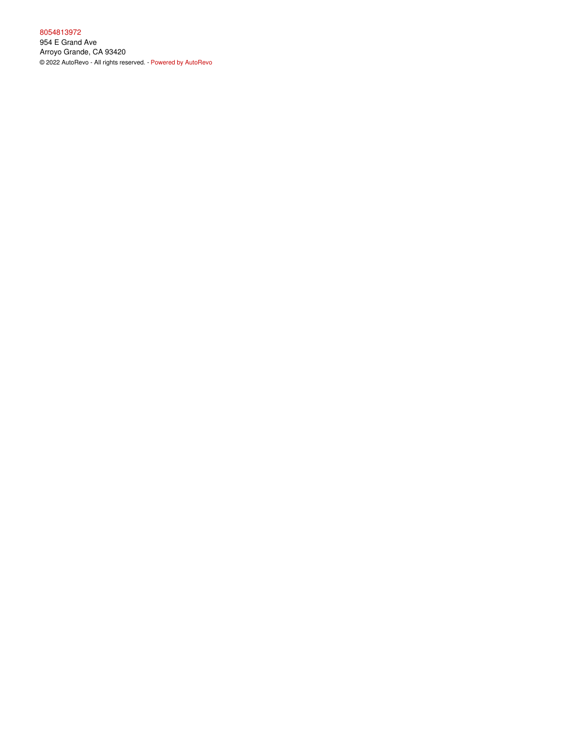8054813972
954 E Grand Ave
Arroyo Grande, CA 93420
© 2022 AutoRevo - All rights reserved. - Powered by AutoRevo